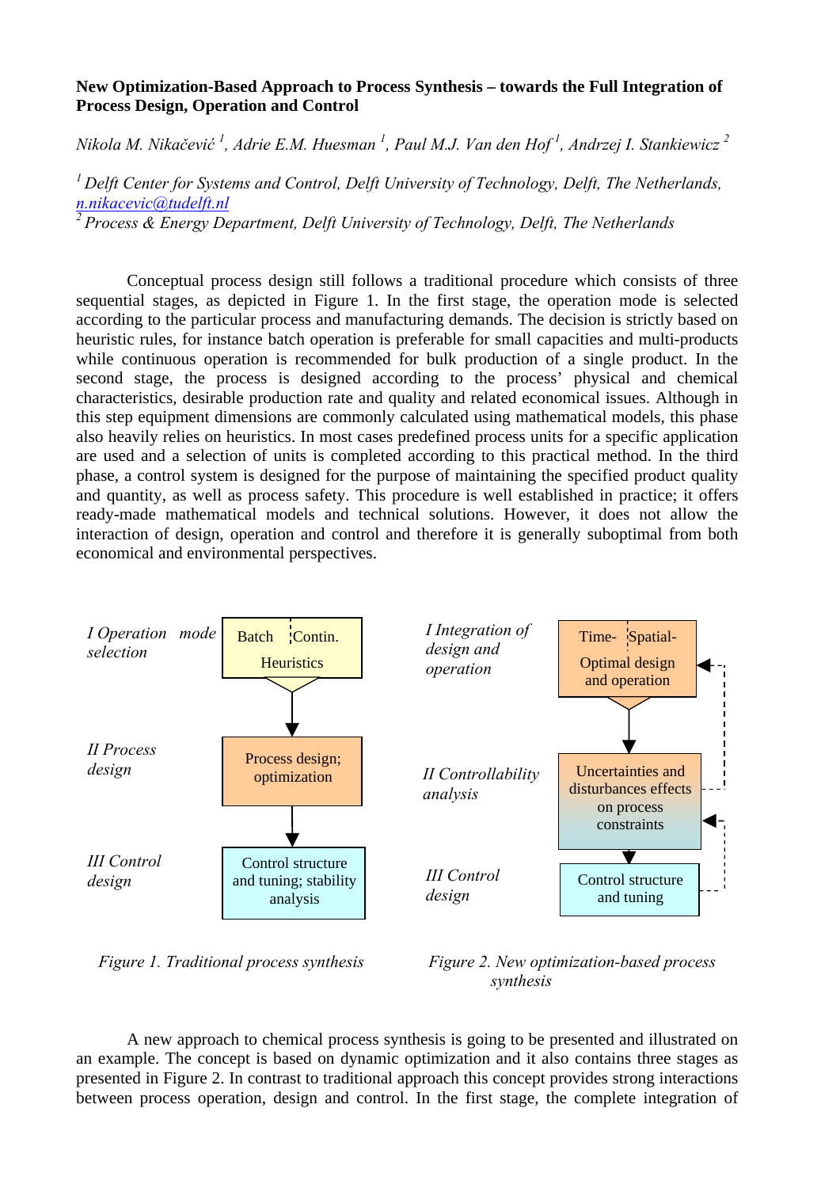**New Optimization-Based Approach to Process Synthesis – towards the Full Integration of Process Design, Operation and Control**

*Nikola M. Nikačević [1], Adrie E.M. Huesman [1], Paul M.J. Van den Hof [1], Andrzej I. Stankiewicz [2]*

[1] *Delft Center for Systems and Control, Delft University of Technology, Delft, The Netherlands,* n.nikacevic@tudelft.nl

[2] *Process & Energy Department, Delft University of Technology, Delft, The Netherlands*

Conceptual process design still follows a traditional procedure which consists of three sequential stages, as depicted in Figure 1. In the first stage, the operation mode is selected according to the particular process and manufacturing demands. The decision is strictly based on heuristic rules, for instance batch operation is preferable for small capacities and multi-products while continuous operation is recommended for bulk production of a single product. In the second stage, the process is designed according to the process' physical and chemical characteristics, desirable production rate and quality and related economical issues. Although in this step equipment dimensions are commonly calculated using mathematical models, this phase also heavily relies on heuristics. In most cases predefined process units for a specific application are used and a selection of units is completed according to this practical method. In the third phase, a control system is designed for the purpose of maintaining the specified product quality and quantity, as well as process safety. This procedure is well established in practice; it offers ready-made mathematical models and technical solutions. However, it does not allow the interaction of design, operation and control and therefore it is generally suboptimal from both economical and environmental perspectives.

*I Operation mode selection* — Batch | Contin. — Heuristics

*II Process design* — Process design; optimization

*III Control design* — Control structure and tuning; stability analysis

*Figure 1. Traditional process synthesis*

*I Integration of design and operation* — Time- | Spatial- — Optimal design and operation

*II Controllability analysis* — Uncertainties and disturbances effects on process constraints

*III Control design* — Control structure and tuning

*Figure 2. New optimization-based process synthesis*

A new approach to chemical process synthesis is going to be presented and illustrated on an example. The concept is based on dynamic optimization and it also contains three stages as presented in Figure 2. In contrast to traditional approach this concept provides strong interactions between process operation, design and control. In the first stage, the complete integration of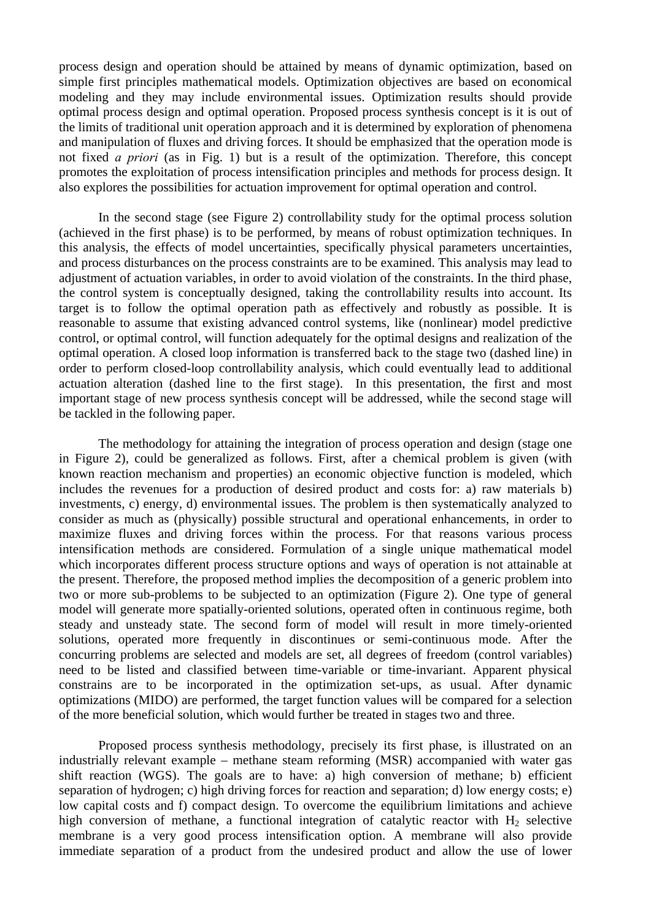process design and operation should be attained by means of dynamic optimization, based on simple first principles mathematical models. Optimization objectives are based on economical modeling and they may include environmental issues. Optimization results should provide optimal process design and optimal operation. Proposed process synthesis concept is it is out of the limits of traditional unit operation approach and it is determined by exploration of phenomena and manipulation of fluxes and driving forces. It should be emphasized that the operation mode is not fixed *a priori* (as in Fig. 1) but is a result of the optimization. Therefore, this concept promotes the exploitation of process intensification principles and methods for process design. It also explores the possibilities for actuation improvement for optimal operation and control.

In the second stage (see Figure 2) controllability study for the optimal process solution (achieved in the first phase) is to be performed, by means of robust optimization techniques. In this analysis, the effects of model uncertainties, specifically physical parameters uncertainties, and process disturbances on the process constraints are to be examined. This analysis may lead to adjustment of actuation variables, in order to avoid violation of the constraints. In the third phase, the control system is conceptually designed, taking the controllability results into account. Its target is to follow the optimal operation path as effectively and robustly as possible. It is reasonable to assume that existing advanced control systems, like (nonlinear) model predictive control, or optimal control, will function adequately for the optimal designs and realization of the optimal operation. A closed loop information is transferred back to the stage two (dashed line) in order to perform closed-loop controllability analysis, which could eventually lead to additional actuation alteration (dashed line to the first stage). In this presentation, the first and most important stage of new process synthesis concept will be addressed, while the second stage will be tackled in the following paper.

The methodology for attaining the integration of process operation and design (stage one in Figure 2), could be generalized as follows. First, after a chemical problem is given (with known reaction mechanism and properties) an economic objective function is modeled, which includes the revenues for a production of desired product and costs for: a) raw materials b) investments, c) energy, d) environmental issues. The problem is then systematically analyzed to consider as much as (physically) possible structural and operational enhancements, in order to maximize fluxes and driving forces within the process. For that reasons various process intensification methods are considered. Formulation of a single unique mathematical model which incorporates different process structure options and ways of operation is not attainable at the present. Therefore, the proposed method implies the decomposition of a generic problem into two or more sub-problems to be subjected to an optimization (Figure 2). One type of general model will generate more spatially-oriented solutions, operated often in continuous regime, both steady and unsteady state. The second form of model will result in more timely-oriented solutions, operated more frequently in discontinues or semi-continuous mode. After the concurring problems are selected and models are set, all degrees of freedom (control variables) need to be listed and classified between time-variable or time-invariant. Apparent physical constrains are to be incorporated in the optimization set-ups, as usual. After dynamic optimizations (MIDO) are performed, the target function values will be compared for a selection of the more beneficial solution, which would further be treated in stages two and three.

Proposed process synthesis methodology, precisely its first phase, is illustrated on an industrially relevant example – methane steam reforming (MSR) accompanied with water gas shift reaction (WGS). The goals are to have: a) high conversion of methane; b) efficient separation of hydrogen; c) high driving forces for reaction and separation; d) low energy costs; e) low capital costs and f) compact design. To overcome the equilibrium limitations and achieve high conversion of methane, a functional integration of catalytic reactor with $H_2$ selective membrane is a very good process intensification option. A membrane will also provide immediate separation of a product from the undesired product and allow the use of lower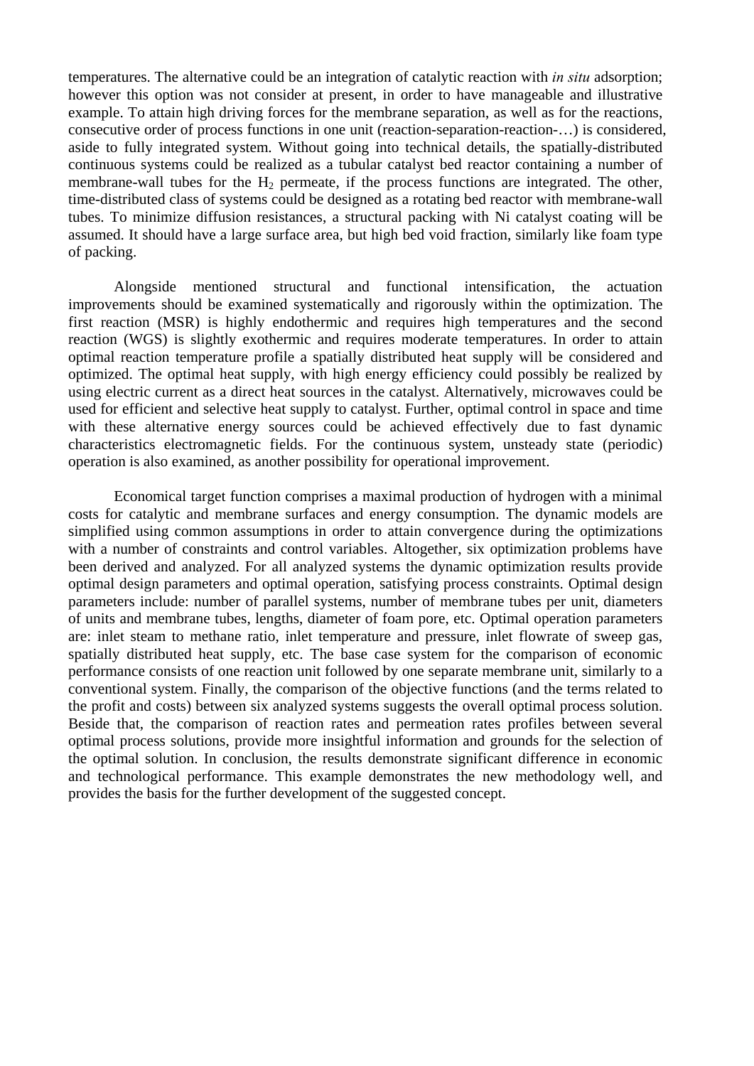temperatures. The alternative could be an integration of catalytic reaction with *in situ* adsorption; however this option was not consider at present, in order to have manageable and illustrative example. To attain high driving forces for the membrane separation, as well as for the reactions, consecutive order of process functions in one unit (reaction-separation-reaction-…) is considered, aside to fully integrated system. Without going into technical details, the spatially-distributed continuous systems could be realized as a tubular catalyst bed reactor containing a number of membrane-wall tubes for the $H_2$ permeate, if the process functions are integrated. The other, time-distributed class of systems could be designed as a rotating bed reactor with membrane-wall tubes. To minimize diffusion resistances, a structural packing with Ni catalyst coating will be assumed. It should have a large surface area, but high bed void fraction, similarly like foam type of packing.

Alongside mentioned structural and functional intensification, the actuation improvements should be examined systematically and rigorously within the optimization. The first reaction (MSR) is highly endothermic and requires high temperatures and the second reaction (WGS) is slightly exothermic and requires moderate temperatures. In order to attain optimal reaction temperature profile a spatially distributed heat supply will be considered and optimized. The optimal heat supply, with high energy efficiency could possibly be realized by using electric current as a direct heat sources in the catalyst. Alternatively, microwaves could be used for efficient and selective heat supply to catalyst. Further, optimal control in space and time with these alternative energy sources could be achieved effectively due to fast dynamic characteristics electromagnetic fields. For the continuous system, unsteady state (periodic) operation is also examined, as another possibility for operational improvement.

Economical target function comprises a maximal production of hydrogen with a minimal costs for catalytic and membrane surfaces and energy consumption. The dynamic models are simplified using common assumptions in order to attain convergence during the optimizations with a number of constraints and control variables. Altogether, six optimization problems have been derived and analyzed. For all analyzed systems the dynamic optimization results provide optimal design parameters and optimal operation, satisfying process constraints. Optimal design parameters include: number of parallel systems, number of membrane tubes per unit, diameters of units and membrane tubes, lengths, diameter of foam pore, etc. Optimal operation parameters are: inlet steam to methane ratio, inlet temperature and pressure, inlet flowrate of sweep gas, spatially distributed heat supply, etc. The base case system for the comparison of economic performance consists of one reaction unit followed by one separate membrane unit, similarly to a conventional system. Finally, the comparison of the objective functions (and the terms related to the profit and costs) between six analyzed systems suggests the overall optimal process solution. Beside that, the comparison of reaction rates and permeation rates profiles between several optimal process solutions, provide more insightful information and grounds for the selection of the optimal solution. In conclusion, the results demonstrate significant difference in economic and technological performance. This example demonstrates the new methodology well, and provides the basis for the further development of the suggested concept.